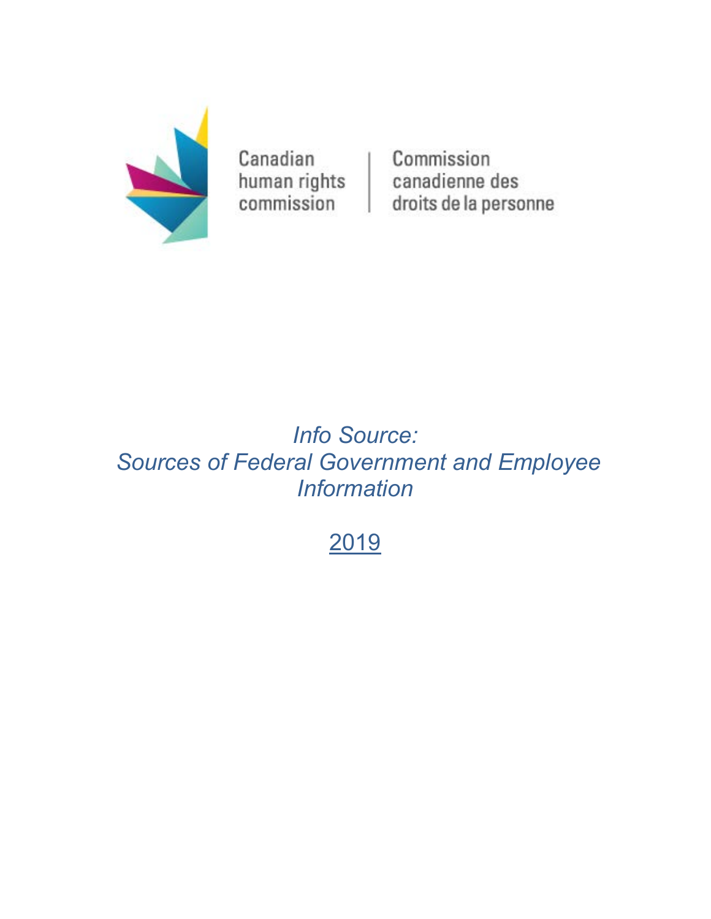Canadian human rights commission | Commission canadienne des droits de la personne

# *Info Source: Sources of Federal Government and Employee Information*

2019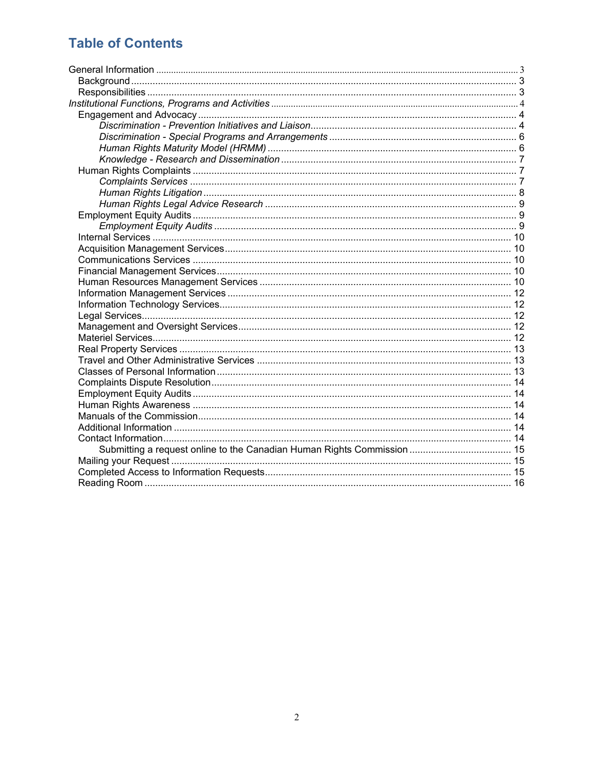# Table of Contents

General Information ... 3
- Background ... 3
- Responsibilities ... 3

*Institutional Functions, Programs and Activities* ... 4
- Engagement and Advocacy ... 4
  - *Discrimination - Prevention Initiatives and Liaison* ... 4
  - *Discrimination - Special Programs and Arrangements* ... 6
  - *Human Rights Maturity Model (HRMM)* ... 6
  - *Knowledge - Research and Dissemination* ... 7
- Human Rights Complaints ... 7
  - *Complaints Services* ... 7
  - *Human Rights Litigation* ... 8
  - *Human Rights Legal Advice Research* ... 9
- Employment Equity Audits ... 9
  - *Employment Equity Audits* ... 9
- Internal Services ... 10
- Acquisition Management Services ... 10
- Communications Services ... 10
- Financial Management Services ... 10
- Human Resources Management Services ... 10
- Information Management Services ... 12
- Information Technology Services ... 12
- Legal Services ... 12
- Management and Oversight Services ... 12
- Materiel Services ... 12
- Real Property Services ... 13
- Travel and Other Administrative Services ... 13
- Classes of Personal Information ... 13
- Complaints Dispute Resolution ... 14
- Employment Equity Audits ... 14
- Human Rights Awareness ... 14
- Manuals of the Commission ... 14
- Additional Information ... 14
- Contact Information ... 14
  - Submitting a request online to the Canadian Human Rights Commission ... 15
- Mailing your Request ... 15
- Completed Access to Information Requests ... 15
- Reading Room ... 16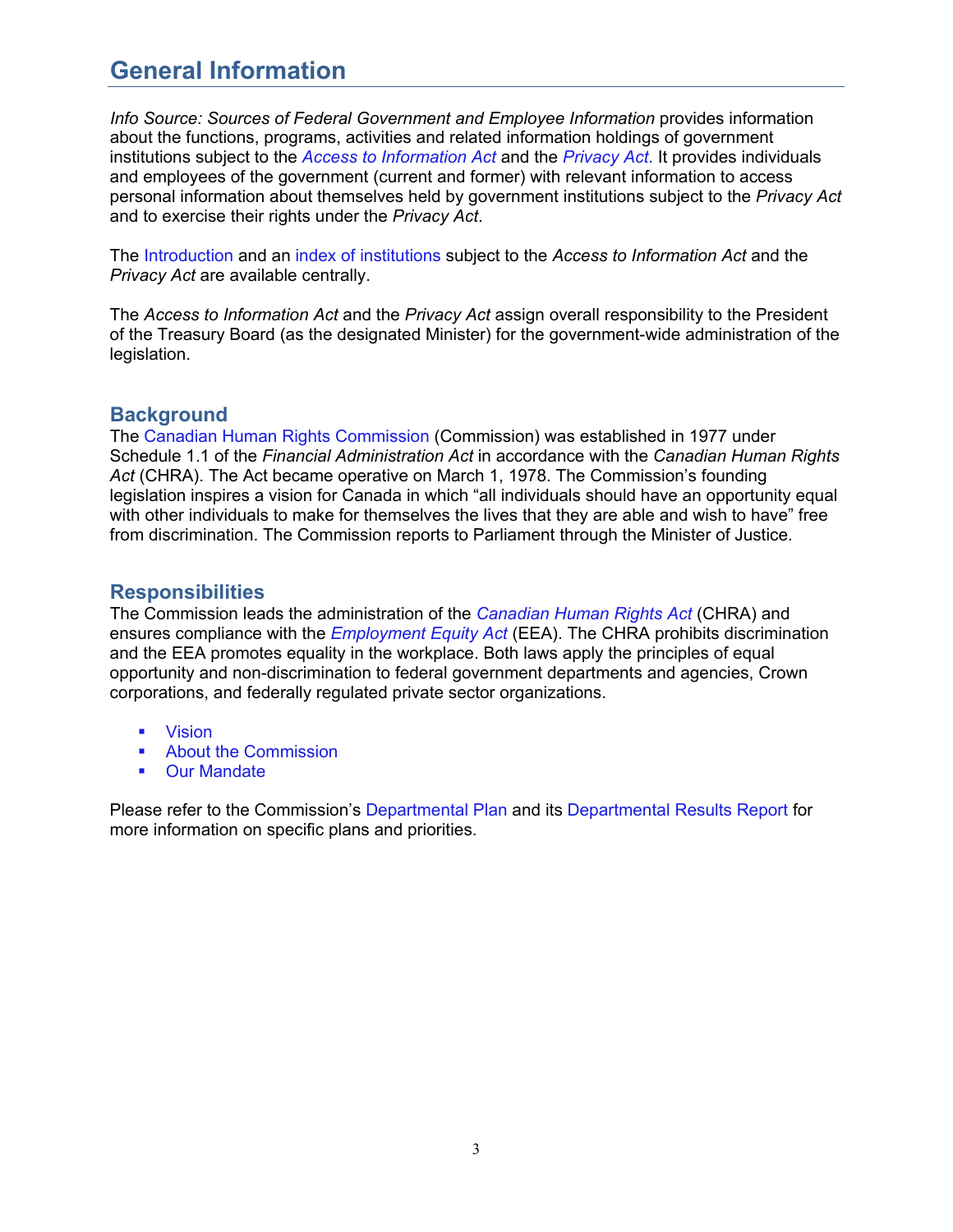# General Information

*Info Source: Sources of Federal Government and Employee Information* provides information about the functions, programs, activities and related information holdings of government institutions subject to the *Access to Information Act* and the *Privacy Act*. It provides individuals and employees of the government (current and former) with relevant information to access personal information about themselves held by government institutions subject to the *Privacy Act* and to exercise their rights under the *Privacy Act*.

The Introduction and an index of institutions subject to the *Access to Information Act* and the *Privacy Act* are available centrally.

The *Access to Information Act* and the *Privacy Act* assign overall responsibility to the President of the Treasury Board (as the designated Minister) for the government-wide administration of the legislation.

## Background

The Canadian Human Rights Commission (Commission) was established in 1977 under Schedule 1.1 of the *Financial Administration Act* in accordance with the *Canadian Human Rights Act* (CHRA). The Act became operative on March 1, 1978. The Commission's founding legislation inspires a vision for Canada in which "all individuals should have an opportunity equal with other individuals to make for themselves the lives that they are able and wish to have" free from discrimination. The Commission reports to Parliament through the Minister of Justice.

## Responsibilities

The Commission leads the administration of the *Canadian Human Rights Act* (CHRA) and ensures compliance with the *Employment Equity Act* (EEA). The CHRA prohibits discrimination and the EEA promotes equality in the workplace. Both laws apply the principles of equal opportunity and non-discrimination to federal government departments and agencies, Crown corporations, and federally regulated private sector organizations.

- Vision
- About the Commission
- Our Mandate

Please refer to the Commission's Departmental Plan and its Departmental Results Report for more information on specific plans and priorities.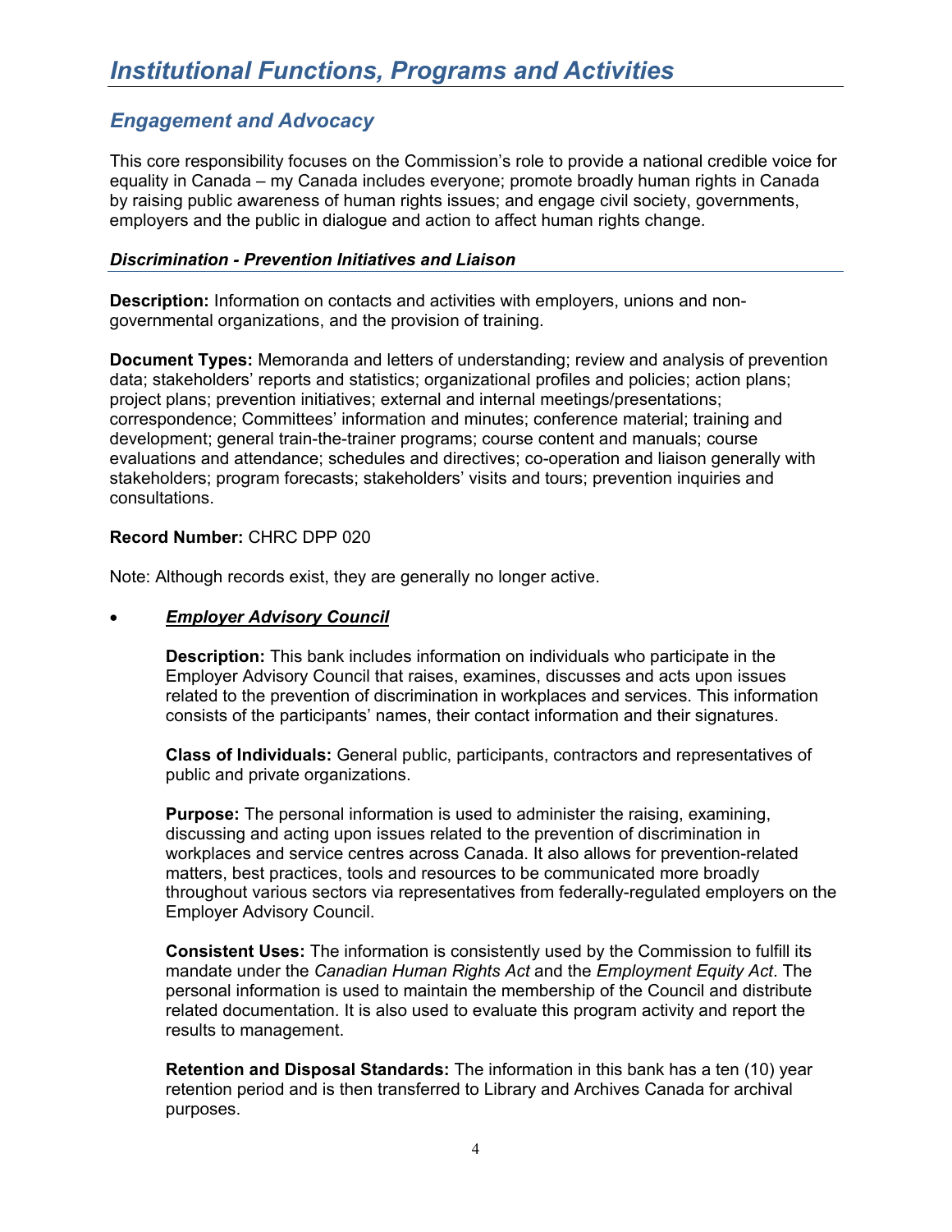# *Institutional Functions, Programs and Activities*

## *Engagement and Advocacy*

This core responsibility focuses on the Commission's role to provide a national credible voice for equality in Canada – my Canada includes everyone; promote broadly human rights in Canada by raising public awareness of human rights issues; and engage civil society, governments, employers and the public in dialogue and action to affect human rights change.

### *Discrimination - Prevention Initiatives and Liaison*

**Description:** Information on contacts and activities with employers, unions and non-governmental organizations, and the provision of training.

**Document Types:** Memoranda and letters of understanding; review and analysis of prevention data; stakeholders' reports and statistics; organizational profiles and policies; action plans; project plans; prevention initiatives; external and internal meetings/presentations; correspondence; Committees' information and minutes; conference material; training and development; general train-the-trainer programs; course content and manuals; course evaluations and attendance; schedules and directives; co-operation and liaison generally with stakeholders; program forecasts; stakeholders' visits and tours; prevention inquiries and consultations.

**Record Number:** CHRC DPP 020

Note: Although records exist, they are generally no longer active.

- ***Employer Advisory Council***

  **Description:** This bank includes information on individuals who participate in the Employer Advisory Council that raises, examines, discusses and acts upon issues related to the prevention of discrimination in workplaces and services. This information consists of the participants' names, their contact information and their signatures.

  **Class of Individuals:** General public, participants, contractors and representatives of public and private organizations.

  **Purpose:** The personal information is used to administer the raising, examining, discussing and acting upon issues related to the prevention of discrimination in workplaces and service centres across Canada. It also allows for prevention-related matters, best practices, tools and resources to be communicated more broadly throughout various sectors via representatives from federally-regulated employers on the Employer Advisory Council.

  **Consistent Uses:** The information is consistently used by the Commission to fulfill its mandate under the *Canadian Human Rights Act* and the *Employment Equity Act*. The personal information is used to maintain the membership of the Council and distribute related documentation. It is also used to evaluate this program activity and report the results to management.

  **Retention and Disposal Standards:** The information in this bank has a ten (10) year retention period and is then transferred to Library and Archives Canada for archival purposes.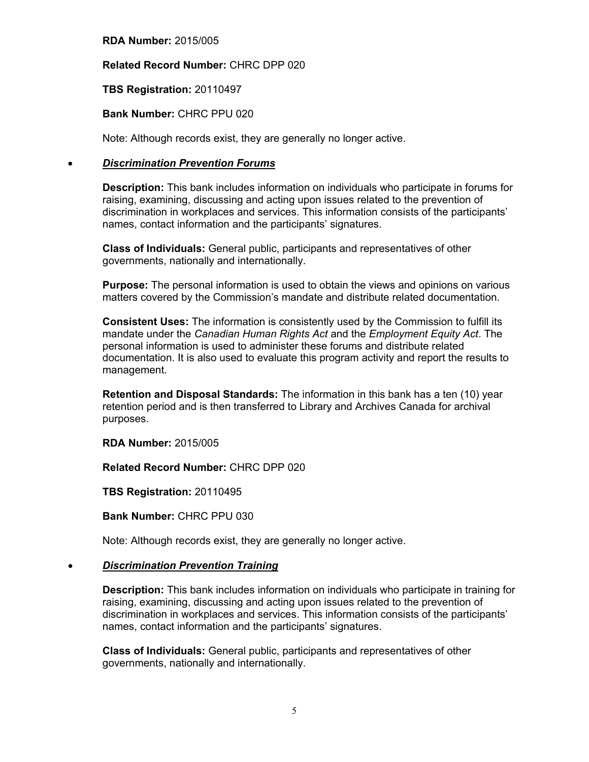**RDA Number:** 2015/005

**Related Record Number:** CHRC DPP 020

**TBS Registration:** 20110497

**Bank Number:** CHRC PPU 020

Note: Although records exist, they are generally no longer active.

- ***Discrimination Prevention Forums***

  **Description:** This bank includes information on individuals who participate in forums for raising, examining, discussing and acting upon issues related to the prevention of discrimination in workplaces and services. This information consists of the participants' names, contact information and the participants' signatures.

  **Class of Individuals:** General public, participants and representatives of other governments, nationally and internationally.

  **Purpose:** The personal information is used to obtain the views and opinions on various matters covered by the Commission's mandate and distribute related documentation.

  **Consistent Uses:** The information is consistently used by the Commission to fulfill its mandate under the *Canadian Human Rights Act* and the *Employment Equity Act*. The personal information is used to administer these forums and distribute related documentation. It is also used to evaluate this program activity and report the results to management.

  **Retention and Disposal Standards:** The information in this bank has a ten (10) year retention period and is then transferred to Library and Archives Canada for archival purposes.

  **RDA Number:** 2015/005

  **Related Record Number:** CHRC DPP 020

  **TBS Registration:** 20110495

  **Bank Number:** CHRC PPU 030

  Note: Although records exist, they are generally no longer active.

- ***Discrimination Prevention Training***

  **Description:** This bank includes information on individuals who participate in training for raising, examining, discussing and acting upon issues related to the prevention of discrimination in workplaces and services. This information consists of the participants' names, contact information and the participants' signatures.

  **Class of Individuals:** General public, participants and representatives of other governments, nationally and internationally.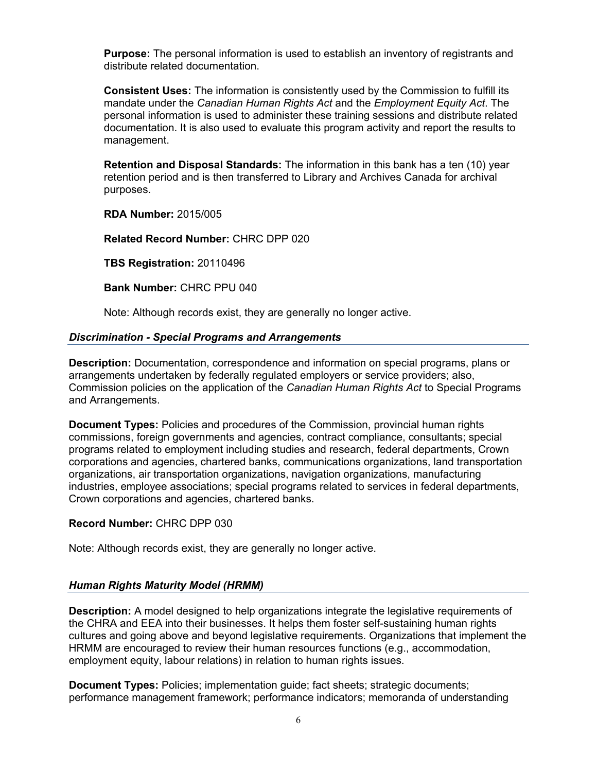**Purpose:** The personal information is used to establish an inventory of registrants and distribute related documentation.

**Consistent Uses:** The information is consistently used by the Commission to fulfill its mandate under the *Canadian Human Rights Act* and the *Employment Equity Act*. The personal information is used to administer these training sessions and distribute related documentation. It is also used to evaluate this program activity and report the results to management.

**Retention and Disposal Standards:** The information in this bank has a ten (10) year retention period and is then transferred to Library and Archives Canada for archival purposes.

**RDA Number:** 2015/005

**Related Record Number:** CHRC DPP 020

**TBS Registration:** 20110496

**Bank Number:** CHRC PPU 040

Note: Although records exist, they are generally no longer active.

### *Discrimination - Special Programs and Arrangements*

**Description:** Documentation, correspondence and information on special programs, plans or arrangements undertaken by federally regulated employers or service providers; also, Commission policies on the application of the *Canadian Human Rights Act* to Special Programs and Arrangements.

**Document Types:** Policies and procedures of the Commission, provincial human rights commissions, foreign governments and agencies, contract compliance, consultants; special programs related to employment including studies and research, federal departments, Crown corporations and agencies, chartered banks, communications organizations, land transportation organizations, air transportation organizations, navigation organizations, manufacturing industries, employee associations; special programs related to services in federal departments, Crown corporations and agencies, chartered banks.

**Record Number:** CHRC DPP 030

Note: Although records exist, they are generally no longer active.

### *Human Rights Maturity Model (HRMM)*

**Description:** A model designed to help organizations integrate the legislative requirements of the CHRA and EEA into their businesses. It helps them foster self-sustaining human rights cultures and going above and beyond legislative requirements. Organizations that implement the HRMM are encouraged to review their human resources functions (e.g., accommodation, employment equity, labour relations) in relation to human rights issues.

**Document Types:** Policies; implementation guide; fact sheets; strategic documents; performance management framework; performance indicators; memoranda of understanding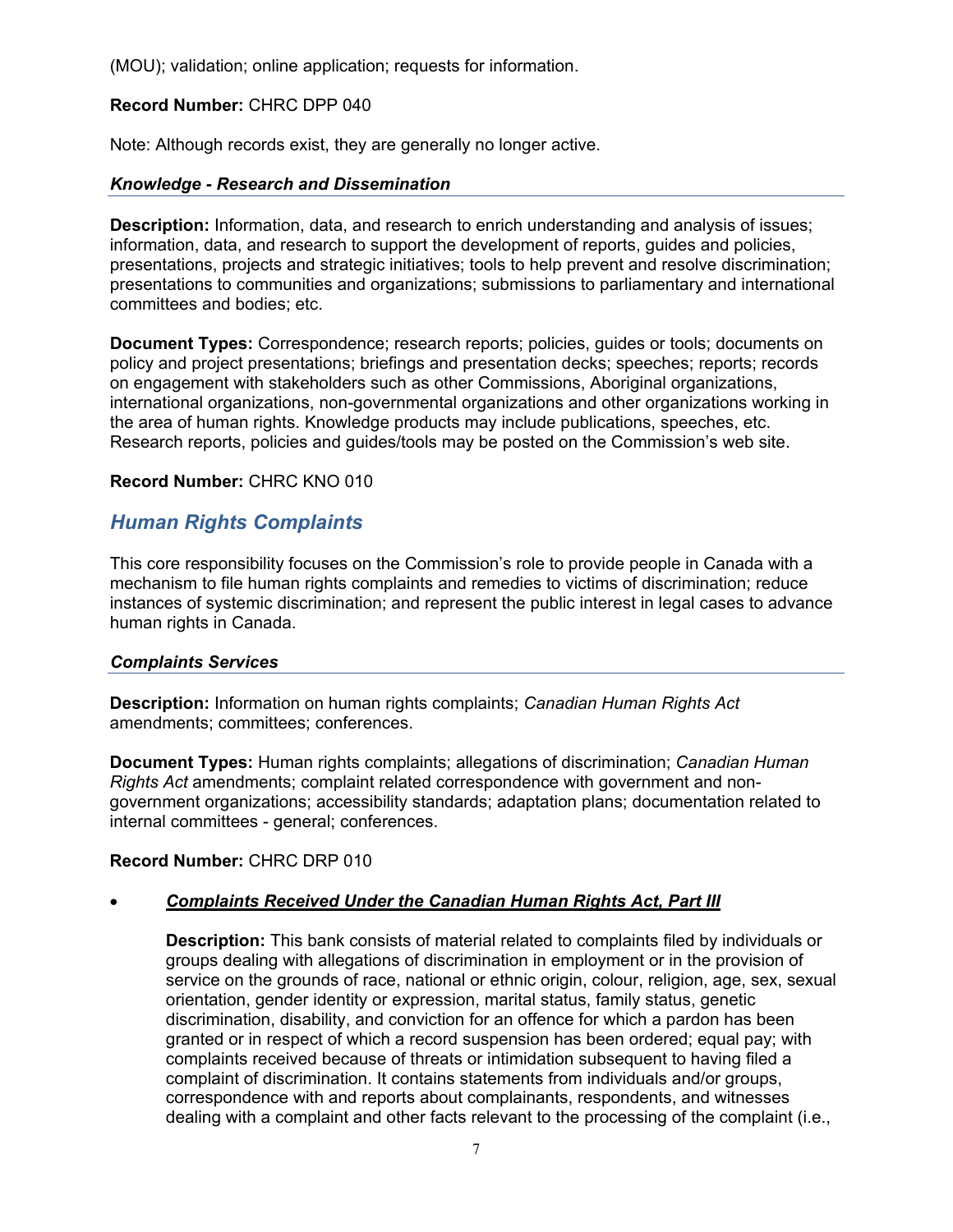(MOU); validation; online application; requests for information.

**Record Number:** CHRC DPP 040

Note: Although records exist, they are generally no longer active.

### *Knowledge - Research and Dissemination*

**Description:** Information, data, and research to enrich understanding and analysis of issues; information, data, and research to support the development of reports, guides and policies, presentations, projects and strategic initiatives; tools to help prevent and resolve discrimination; presentations to communities and organizations; submissions to parliamentary and international committees and bodies; etc.

**Document Types:** Correspondence; research reports; policies, guides or tools; documents on policy and project presentations; briefings and presentation decks; speeches; reports; records on engagement with stakeholders such as other Commissions, Aboriginal organizations, international organizations, non-governmental organizations and other organizations working in the area of human rights. Knowledge products may include publications, speeches, etc. Research reports, policies and guides/tools may be posted on the Commission's web site.

**Record Number:** CHRC KNO 010

## *Human Rights Complaints*

This core responsibility focuses on the Commission's role to provide people in Canada with a mechanism to file human rights complaints and remedies to victims of discrimination; reduce instances of systemic discrimination; and represent the public interest in legal cases to advance human rights in Canada.

### *Complaints Services*

**Description:** Information on human rights complaints; *Canadian Human Rights Act* amendments; committees; conferences.

**Document Types:** Human rights complaints; allegations of discrimination; *Canadian Human Rights Act* amendments; complaint related correspondence with government and non-government organizations; accessibility standards; adaptation plans; documentation related to internal committees - general; conferences.

**Record Number:** CHRC DRP 010

- ***Complaints Received Under the Canadian Human Rights Act, Part III***

  **Description:** This bank consists of material related to complaints filed by individuals or groups dealing with allegations of discrimination in employment or in the provision of service on the grounds of race, national or ethnic origin, colour, religion, age, sex, sexual orientation, gender identity or expression, marital status, family status, genetic discrimination, disability, and conviction for an offence for which a pardon has been granted or in respect of which a record suspension has been ordered; equal pay; with complaints received because of threats or intimidation subsequent to having filed a complaint of discrimination. It contains statements from individuals and/or groups, correspondence with and reports about complainants, respondents, and witnesses dealing with a complaint and other facts relevant to the processing of the complaint (i.e.,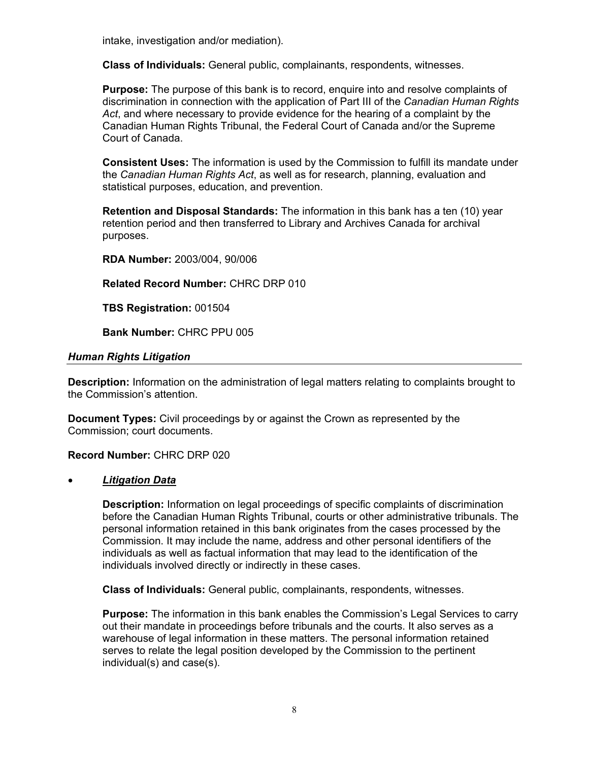intake, investigation and/or mediation).

**Class of Individuals:** General public, complainants, respondents, witnesses.

**Purpose:** The purpose of this bank is to record, enquire into and resolve complaints of discrimination in connection with the application of Part III of the *Canadian Human Rights Act*, and where necessary to provide evidence for the hearing of a complaint by the Canadian Human Rights Tribunal, the Federal Court of Canada and/or the Supreme Court of Canada.

**Consistent Uses:** The information is used by the Commission to fulfill its mandate under the *Canadian Human Rights Act*, as well as for research, planning, evaluation and statistical purposes, education, and prevention.

**Retention and Disposal Standards:** The information in this bank has a ten (10) year retention period and then transferred to Library and Archives Canada for archival purposes.

**RDA Number:** 2003/004, 90/006

**Related Record Number:** CHRC DRP 010

**TBS Registration:** 001504

**Bank Number:** CHRC PPU 005

### ***Human Rights Litigation***

**Description:** Information on the administration of legal matters relating to complaints brought to the Commission's attention.

**Document Types:** Civil proceedings by or against the Crown as represented by the Commission; court documents.

**Record Number:** CHRC DRP 020

- ***Litigation Data***

  **Description:** Information on legal proceedings of specific complaints of discrimination before the Canadian Human Rights Tribunal, courts or other administrative tribunals. The personal information retained in this bank originates from the cases processed by the Commission. It may include the name, address and other personal identifiers of the individuals as well as factual information that may lead to the identification of the individuals involved directly or indirectly in these cases.

  **Class of Individuals:** General public, complainants, respondents, witnesses.

  **Purpose:** The information in this bank enables the Commission's Legal Services to carry out their mandate in proceedings before tribunals and the courts. It also serves as a warehouse of legal information in these matters. The personal information retained serves to relate the legal position developed by the Commission to the pertinent individual(s) and case(s).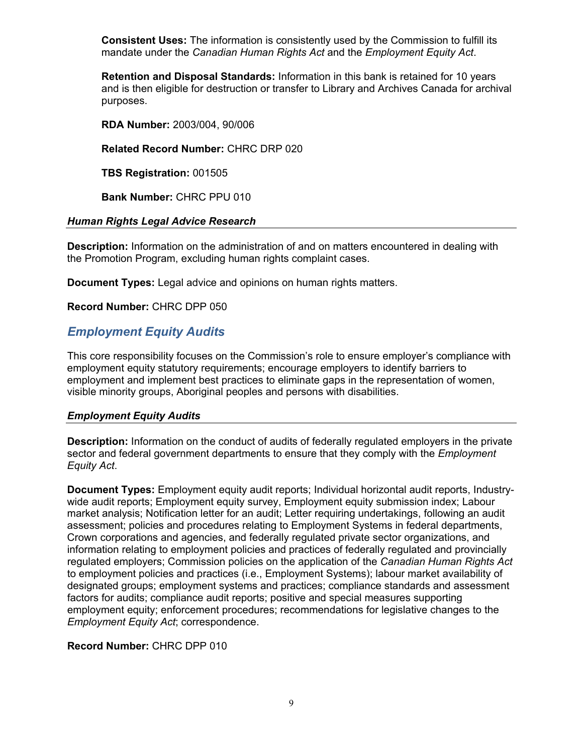**Consistent Uses:** The information is consistently used by the Commission to fulfill its mandate under the *Canadian Human Rights Act* and the *Employment Equity Act*.

**Retention and Disposal Standards:** Information in this bank is retained for 10 years and is then eligible for destruction or transfer to Library and Archives Canada for archival purposes.

**RDA Number:** 2003/004, 90/006

**Related Record Number:** CHRC DRP 020

**TBS Registration:** 001505

**Bank Number:** CHRC PPU 010

### *Human Rights Legal Advice Research*

**Description:** Information on the administration of and on matters encountered in dealing with the Promotion Program, excluding human rights complaint cases.

**Document Types:** Legal advice and opinions on human rights matters.

**Record Number:** CHRC DPP 050

## *Employment Equity Audits*

This core responsibility focuses on the Commission's role to ensure employer's compliance with employment equity statutory requirements; encourage employers to identify barriers to employment and implement best practices to eliminate gaps in the representation of women, visible minority groups, Aboriginal peoples and persons with disabilities.

### *Employment Equity Audits*

**Description:** Information on the conduct of audits of federally regulated employers in the private sector and federal government departments to ensure that they comply with the *Employment Equity Act*.

**Document Types:** Employment equity audit reports; Individual horizontal audit reports, Industry-wide audit reports; Employment equity survey, Employment equity submission index; Labour market analysis; Notification letter for an audit; Letter requiring undertakings, following an audit assessment; policies and procedures relating to Employment Systems in federal departments, Crown corporations and agencies, and federally regulated private sector organizations, and information relating to employment policies and practices of federally regulated and provincially regulated employers; Commission policies on the application of the *Canadian Human Rights Act* to employment policies and practices (i.e., Employment Systems); labour market availability of designated groups; employment systems and practices; compliance standards and assessment factors for audits; compliance audit reports; positive and special measures supporting employment equity; enforcement procedures; recommendations for legislative changes to the *Employment Equity Act*; correspondence.

**Record Number:** CHRC DPP 010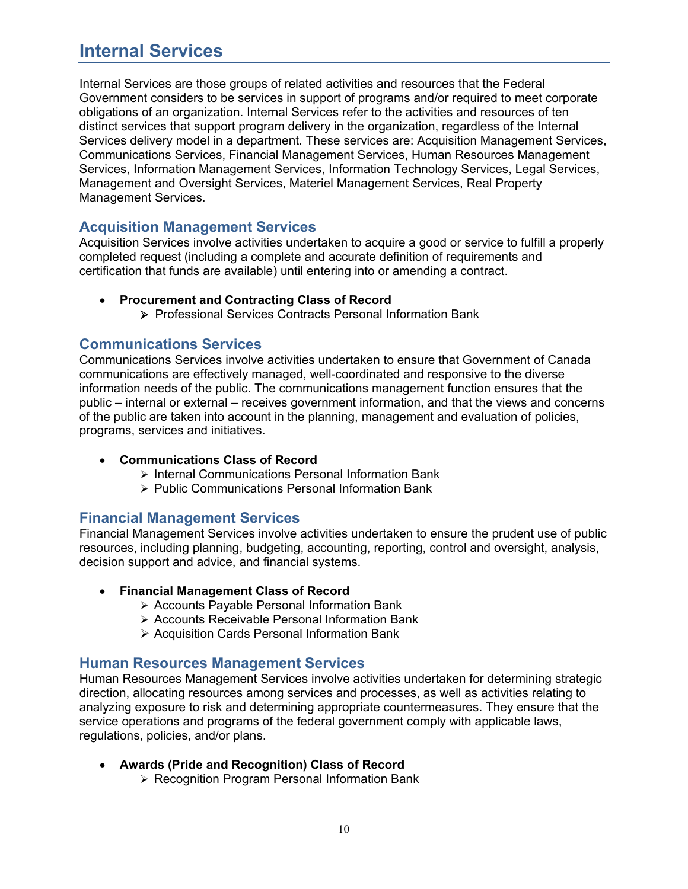## Internal Services

Internal Services are those groups of related activities and resources that the Federal Government considers to be services in support of programs and/or required to meet corporate obligations of an organization. Internal Services refer to the activities and resources of ten distinct services that support program delivery in the organization, regardless of the Internal Services delivery model in a department. These services are: Acquisition Management Services, Communications Services, Financial Management Services, Human Resources Management Services, Information Management Services, Information Technology Services, Legal Services, Management and Oversight Services, Materiel Management Services, Real Property Management Services.

### Acquisition Management Services

Acquisition Services involve activities undertaken to acquire a good or service to fulfill a properly completed request (including a complete and accurate definition of requirements and certification that funds are available) until entering into or amending a contract.

- **Procurement and Contracting Class of Record**
  - Professional Services Contracts Personal Information Bank

### Communications Services

Communications Services involve activities undertaken to ensure that Government of Canada communications are effectively managed, well-coordinated and responsive to the diverse information needs of the public. The communications management function ensures that the public – internal or external – receives government information, and that the views and concerns of the public are taken into account in the planning, management and evaluation of policies, programs, services and initiatives.

- **Communications Class of Record**
  - Internal Communications Personal Information Bank
  - Public Communications Personal Information Bank

### Financial Management Services

Financial Management Services involve activities undertaken to ensure the prudent use of public resources, including planning, budgeting, accounting, reporting, control and oversight, analysis, decision support and advice, and financial systems.

- **Financial Management Class of Record**
  - Accounts Payable Personal Information Bank
  - Accounts Receivable Personal Information Bank
  - Acquisition Cards Personal Information Bank

### Human Resources Management Services

Human Resources Management Services involve activities undertaken for determining strategic direction, allocating resources among services and processes, as well as activities relating to analyzing exposure to risk and determining appropriate countermeasures. They ensure that the service operations and programs of the federal government comply with applicable laws, regulations, policies, and/or plans.

- **Awards (Pride and Recognition) Class of Record**
  - Recognition Program Personal Information Bank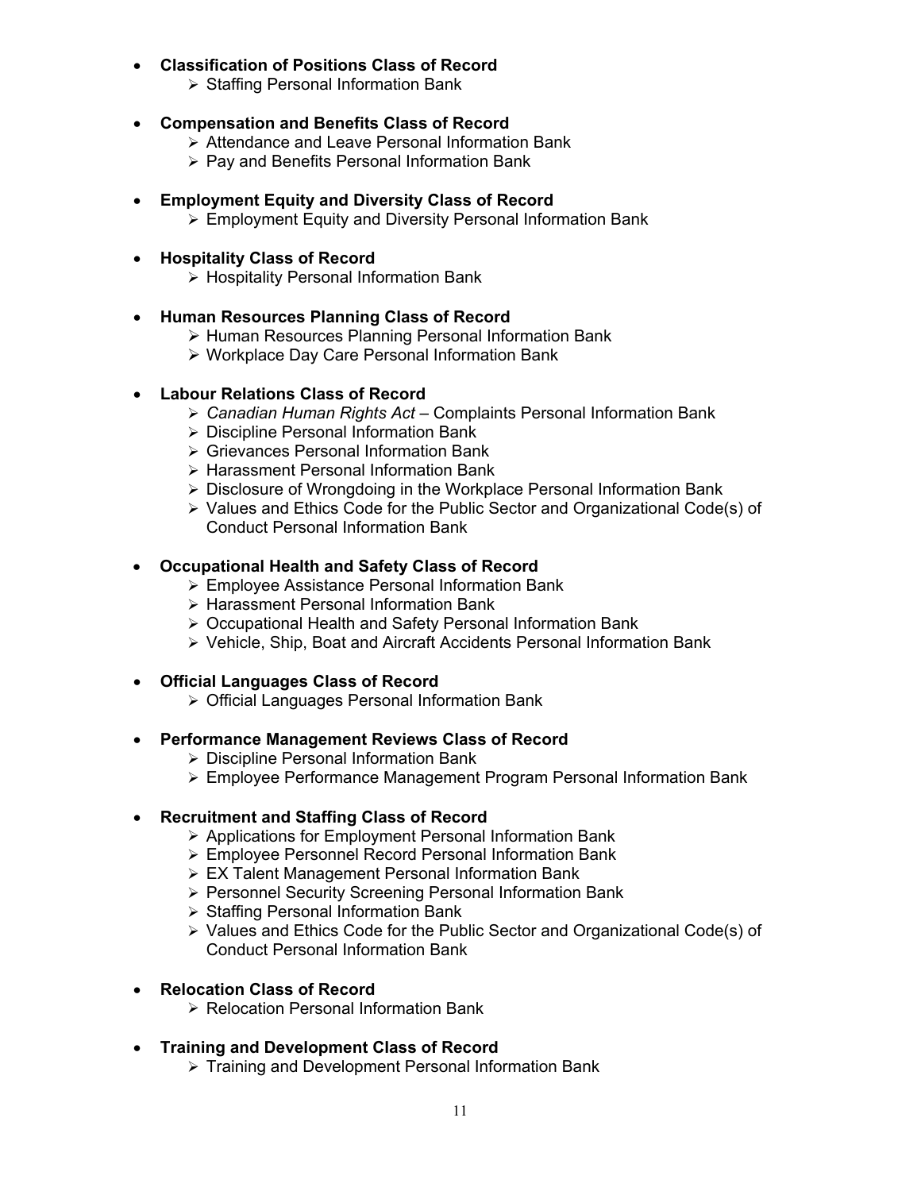- **Classification of Positions Class of Record**
  - Staffing Personal Information Bank

- **Compensation and Benefits Class of Record**
  - Attendance and Leave Personal Information Bank
  - Pay and Benefits Personal Information Bank

- **Employment Equity and Diversity Class of Record**
  - Employment Equity and Diversity Personal Information Bank

- **Hospitality Class of Record**
  - Hospitality Personal Information Bank

- **Human Resources Planning Class of Record**
  - Human Resources Planning Personal Information Bank
  - Workplace Day Care Personal Information Bank

- **Labour Relations Class of Record**
  - *Canadian Human Rights Act* – Complaints Personal Information Bank
  - Discipline Personal Information Bank
  - Grievances Personal Information Bank
  - Harassment Personal Information Bank
  - Disclosure of Wrongdoing in the Workplace Personal Information Bank
  - Values and Ethics Code for the Public Sector and Organizational Code(s) of Conduct Personal Information Bank

- **Occupational Health and Safety Class of Record**
  - Employee Assistance Personal Information Bank
  - Harassment Personal Information Bank
  - Occupational Health and Safety Personal Information Bank
  - Vehicle, Ship, Boat and Aircraft Accidents Personal Information Bank

- **Official Languages Class of Record**
  - Official Languages Personal Information Bank

- **Performance Management Reviews Class of Record**
  - Discipline Personal Information Bank
  - Employee Performance Management Program Personal Information Bank

- **Recruitment and Staffing Class of Record**
  - Applications for Employment Personal Information Bank
  - Employee Personnel Record Personal Information Bank
  - EX Talent Management Personal Information Bank
  - Personnel Security Screening Personal Information Bank
  - Staffing Personal Information Bank
  - Values and Ethics Code for the Public Sector and Organizational Code(s) of Conduct Personal Information Bank

- **Relocation Class of Record**
  - Relocation Personal Information Bank

- **Training and Development Class of Record**
  - Training and Development Personal Information Bank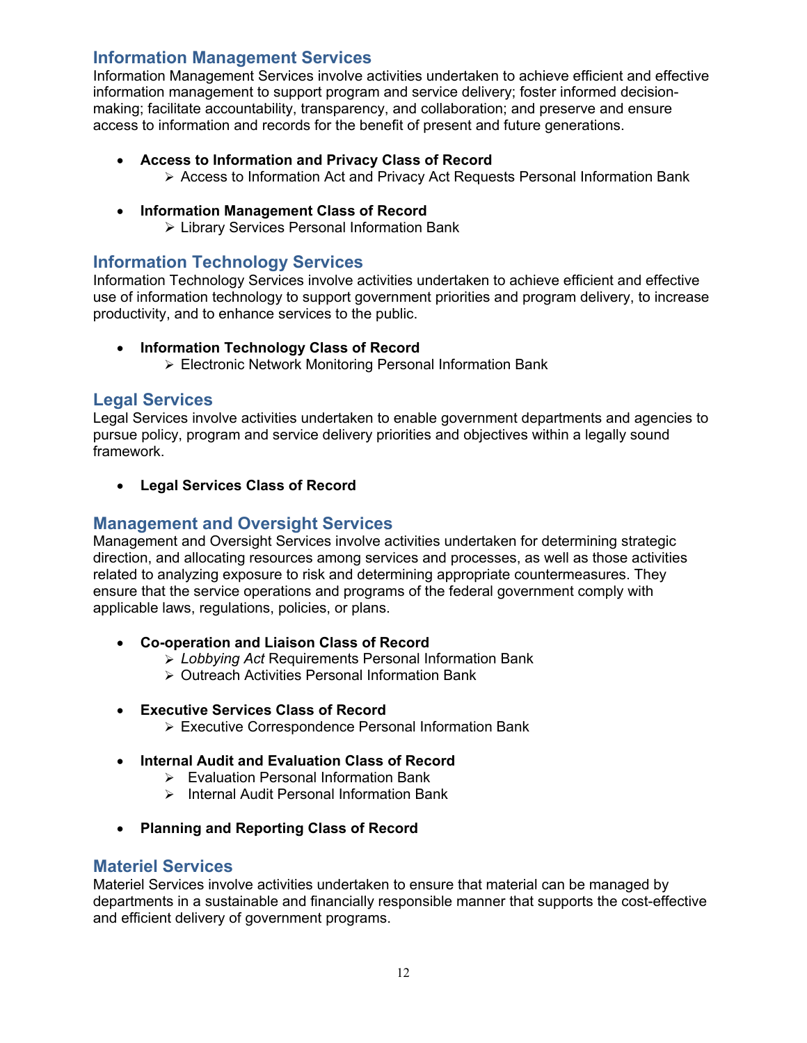## Information Management Services

Information Management Services involve activities undertaken to achieve efficient and effective information management to support program and service delivery; foster informed decision-making; facilitate accountability, transparency, and collaboration; and preserve and ensure access to information and records for the benefit of present and future generations.

- **Access to Information and Privacy Class of Record**
  - Access to Information Act and Privacy Act Requests Personal Information Bank

- **Information Management Class of Record**
  - Library Services Personal Information Bank

## Information Technology Services

Information Technology Services involve activities undertaken to achieve efficient and effective use of information technology to support government priorities and program delivery, to increase productivity, and to enhance services to the public.

- **Information Technology Class of Record**
  - Electronic Network Monitoring Personal Information Bank

## Legal Services

Legal Services involve activities undertaken to enable government departments and agencies to pursue policy, program and service delivery priorities and objectives within a legally sound framework.

- **Legal Services Class of Record**

## Management and Oversight Services

Management and Oversight Services involve activities undertaken for determining strategic direction, and allocating resources among services and processes, as well as those activities related to analyzing exposure to risk and determining appropriate countermeasures. They ensure that the service operations and programs of the federal government comply with applicable laws, regulations, policies, or plans.

- **Co-operation and Liaison Class of Record**
  - *Lobbying Act* Requirements Personal Information Bank
  - Outreach Activities Personal Information Bank

- **Executive Services Class of Record**
  - Executive Correspondence Personal Information Bank

- **Internal Audit and Evaluation Class of Record**
  - Evaluation Personal Information Bank
  - Internal Audit Personal Information Bank

- **Planning and Reporting Class of Record**

## Materiel Services

Materiel Services involve activities undertaken to ensure that material can be managed by departments in a sustainable and financially responsible manner that supports the cost-effective and efficient delivery of government programs.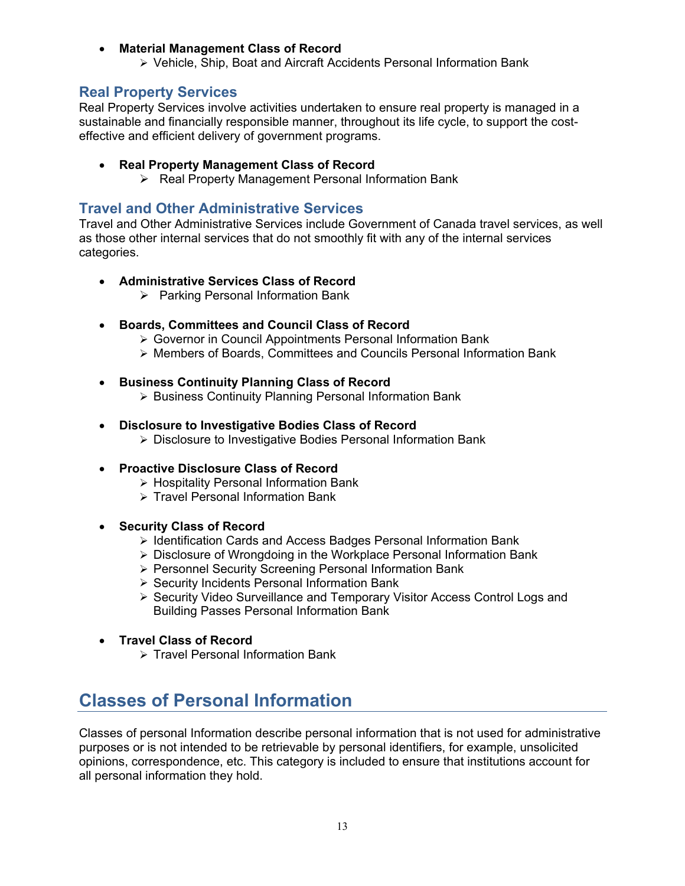- **Material Management Class of Record**
    - Vehicle, Ship, Boat and Aircraft Accidents Personal Information Bank

### Real Property Services

Real Property Services involve activities undertaken to ensure real property is managed in a sustainable and financially responsible manner, throughout its life cycle, to support the cost-effective and efficient delivery of government programs.

- **Real Property Management Class of Record**
    - Real Property Management Personal Information Bank

### Travel and Other Administrative Services

Travel and Other Administrative Services include Government of Canada travel services, as well as those other internal services that do not smoothly fit with any of the internal services categories.

- **Administrative Services Class of Record**
    - Parking Personal Information Bank

- **Boards, Committees and Council Class of Record**
    - Governor in Council Appointments Personal Information Bank
    - Members of Boards, Committees and Councils Personal Information Bank

- **Business Continuity Planning Class of Record**
    - Business Continuity Planning Personal Information Bank

- **Disclosure to Investigative Bodies Class of Record**
    - Disclosure to Investigative Bodies Personal Information Bank

- **Proactive Disclosure Class of Record**
    - Hospitality Personal Information Bank
    - Travel Personal Information Bank

- **Security Class of Record**
    - Identification Cards and Access Badges Personal Information Bank
    - Disclosure of Wrongdoing in the Workplace Personal Information Bank
    - Personnel Security Screening Personal Information Bank
    - Security Incidents Personal Information Bank
    - Security Video Surveillance and Temporary Visitor Access Control Logs and Building Passes Personal Information Bank

- **Travel Class of Record**
    - Travel Personal Information Bank

## Classes of Personal Information

Classes of personal Information describe personal information that is not used for administrative purposes or is not intended to be retrievable by personal identifiers, for example, unsolicited opinions, correspondence, etc. This category is included to ensure that institutions account for all personal information they hold.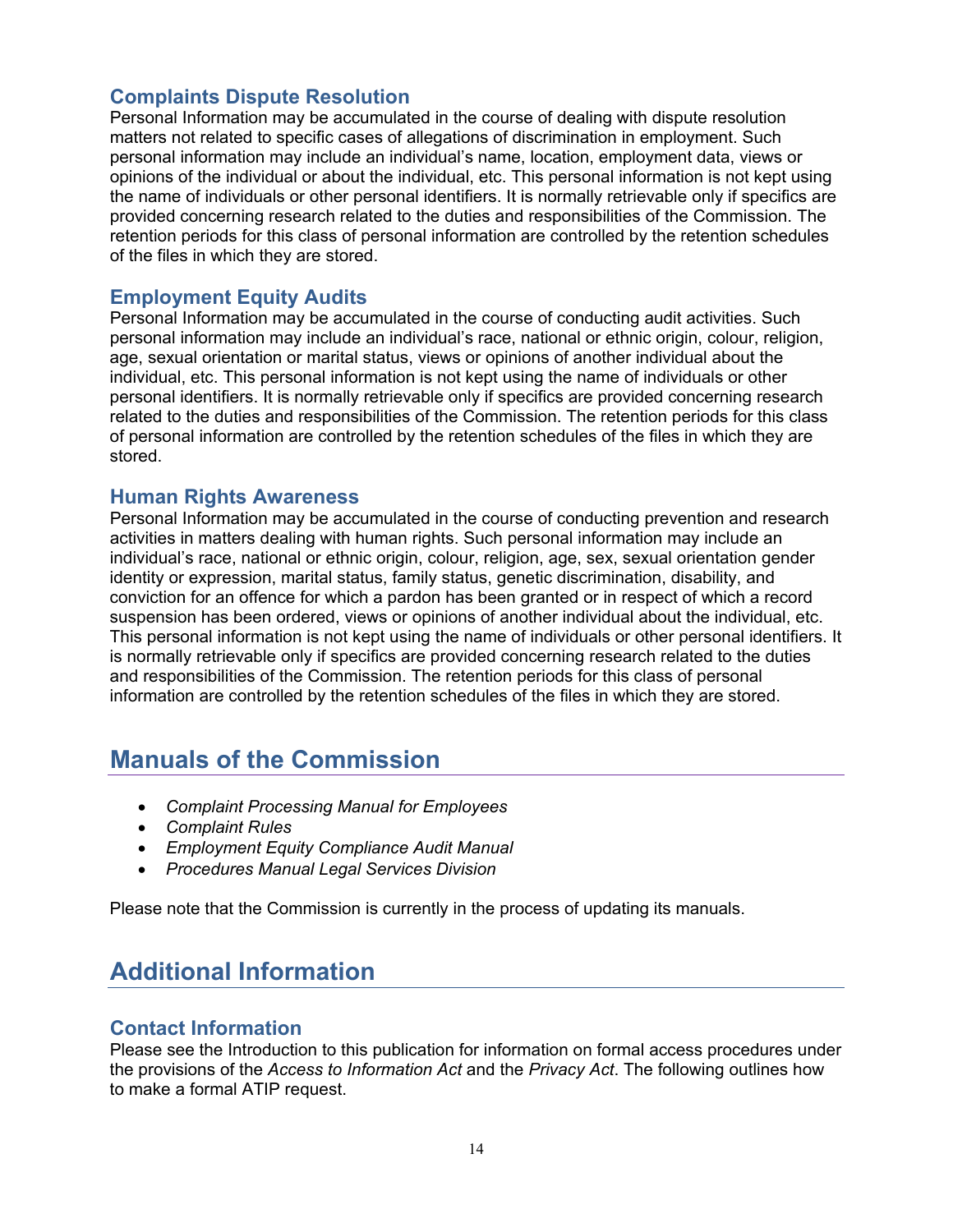### Complaints Dispute Resolution

Personal Information may be accumulated in the course of dealing with dispute resolution matters not related to specific cases of allegations of discrimination in employment. Such personal information may include an individual's name, location, employment data, views or opinions of the individual or about the individual, etc. This personal information is not kept using the name of individuals or other personal identifiers. It is normally retrievable only if specifics are provided concerning research related to the duties and responsibilities of the Commission. The retention periods for this class of personal information are controlled by the retention schedules of the files in which they are stored.

### Employment Equity Audits

Personal Information may be accumulated in the course of conducting audit activities. Such personal information may include an individual's race, national or ethnic origin, colour, religion, age, sexual orientation or marital status, views or opinions of another individual about the individual, etc. This personal information is not kept using the name of individuals or other personal identifiers. It is normally retrievable only if specifics are provided concerning research related to the duties and responsibilities of the Commission. The retention periods for this class of personal information are controlled by the retention schedules of the files in which they are stored.

### Human Rights Awareness

Personal Information may be accumulated in the course of conducting prevention and research activities in matters dealing with human rights. Such personal information may include an individual's race, national or ethnic origin, colour, religion, age, sex, sexual orientation gender identity or expression, marital status, family status, genetic discrimination, disability, and conviction for an offence for which a pardon has been granted or in respect of which a record suspension has been ordered, views or opinions of another individual about the individual, etc. This personal information is not kept using the name of individuals or other personal identifiers. It is normally retrievable only if specifics are provided concerning research related to the duties and responsibilities of the Commission. The retention periods for this class of personal information are controlled by the retention schedules of the files in which they are stored.

## Manuals of the Commission

- *Complaint Processing Manual for Employees*
- *Complaint Rules*
- *Employment Equity Compliance Audit Manual*
- *Procedures Manual Legal Services Division*

Please note that the Commission is currently in the process of updating its manuals.

## Additional Information

### Contact Information

Please see the Introduction to this publication for information on formal access procedures under the provisions of the *Access to Information Act* and the *Privacy Act*. The following outlines how to make a formal ATIP request.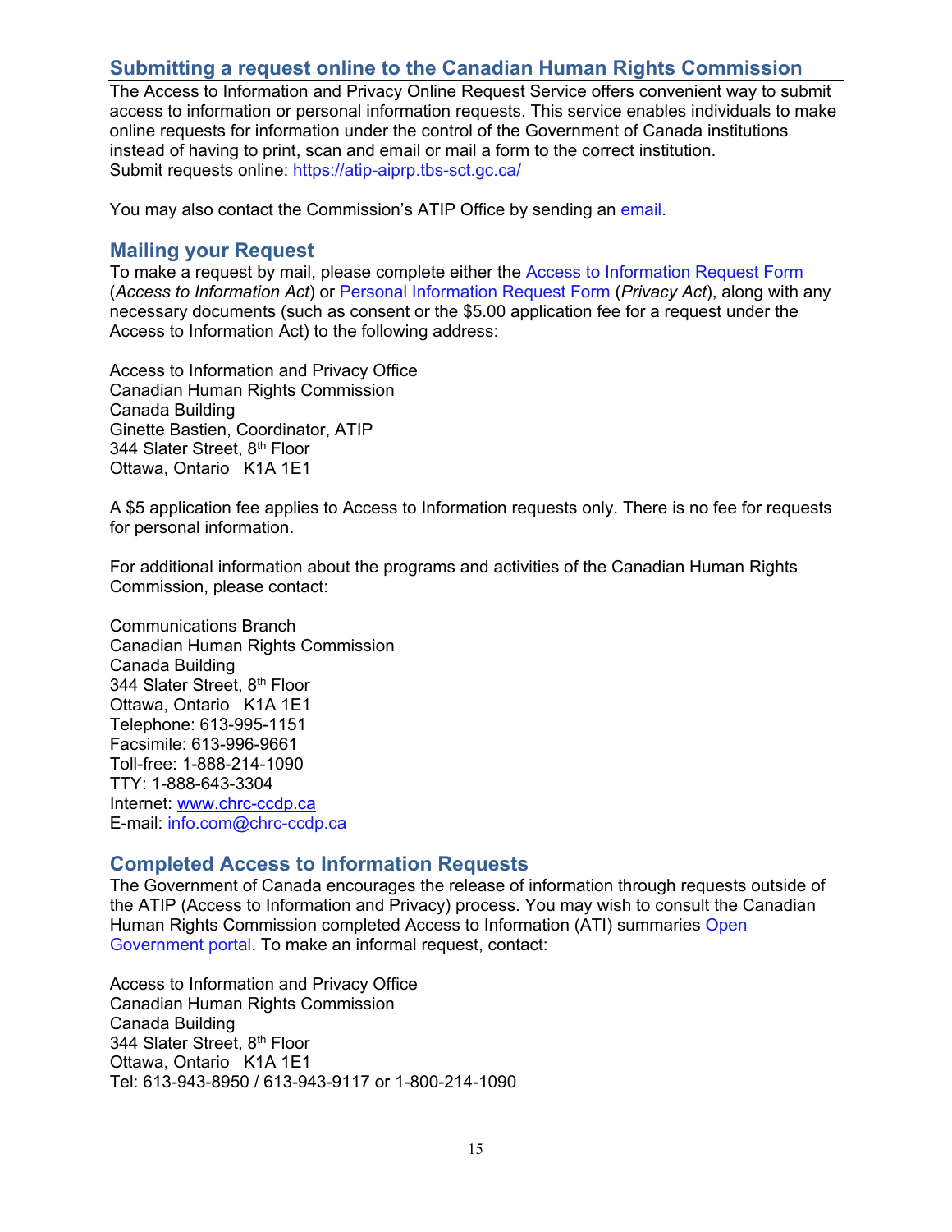## Submitting a request online to the Canadian Human Rights Commission

The Access to Information and Privacy Online Request Service offers convenient way to submit access to information or personal information requests. This service enables individuals to make online requests for information under the control of the Government of Canada institutions instead of having to print, scan and email or mail a form to the correct institution.
Submit requests online: https://atip-aiprp.tbs-sct.gc.ca/

You may also contact the Commission's ATIP Office by sending an email.

## Mailing your Request

To make a request by mail, please complete either the Access to Information Request Form (*Access to Information Act*) or Personal Information Request Form (*Privacy Act*), along with any necessary documents (such as consent or the $5.00 application fee for a request under the Access to Information Act) to the following address:

Access to Information and Privacy Office
Canadian Human Rights Commission
Canada Building
Ginette Bastien, Coordinator, ATIP
344 Slater Street, 8th Floor
Ottawa, Ontario K1A 1E1

A $5 application fee applies to Access to Information requests only. There is no fee for requests for personal information.

For additional information about the programs and activities of the Canadian Human Rights Commission, please contact:

Communications Branch
Canadian Human Rights Commission
Canada Building
344 Slater Street, 8th Floor
Ottawa, Ontario K1A 1E1
Telephone: 613-995-1151
Facsimile: 613-996-9661
Toll-free: 1-888-214-1090
TTY: 1-888-643-3304
Internet: www.chrc-ccdp.ca
E-mail: info.com@chrc-ccdp.ca

## Completed Access to Information Requests

The Government of Canada encourages the release of information through requests outside of the ATIP (Access to Information and Privacy) process. You may wish to consult the Canadian Human Rights Commission completed Access to Information (ATI) summaries Open Government portal. To make an informal request, contact:

Access to Information and Privacy Office
Canadian Human Rights Commission
Canada Building
344 Slater Street, 8th Floor
Ottawa, Ontario K1A 1E1
Tel: 613-943-8950 / 613-943-9117 or 1-800-214-1090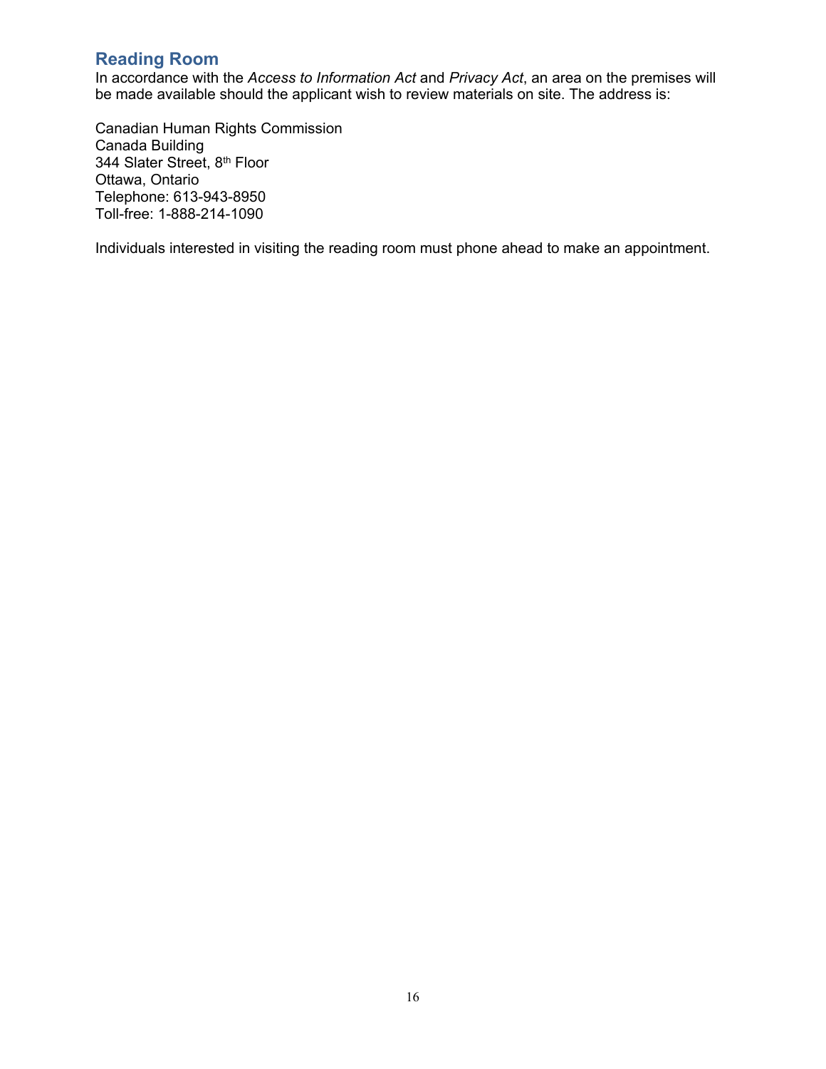## Reading Room

In accordance with the *Access to Information Act* and *Privacy Act*, an area on the premises will be made available should the applicant wish to review materials on site. The address is:

Canadian Human Rights Commission
Canada Building
344 Slater Street, 8th Floor
Ottawa, Ontario
Telephone: 613-943-8950
Toll-free: 1-888-214-1090

Individuals interested in visiting the reading room must phone ahead to make an appointment.